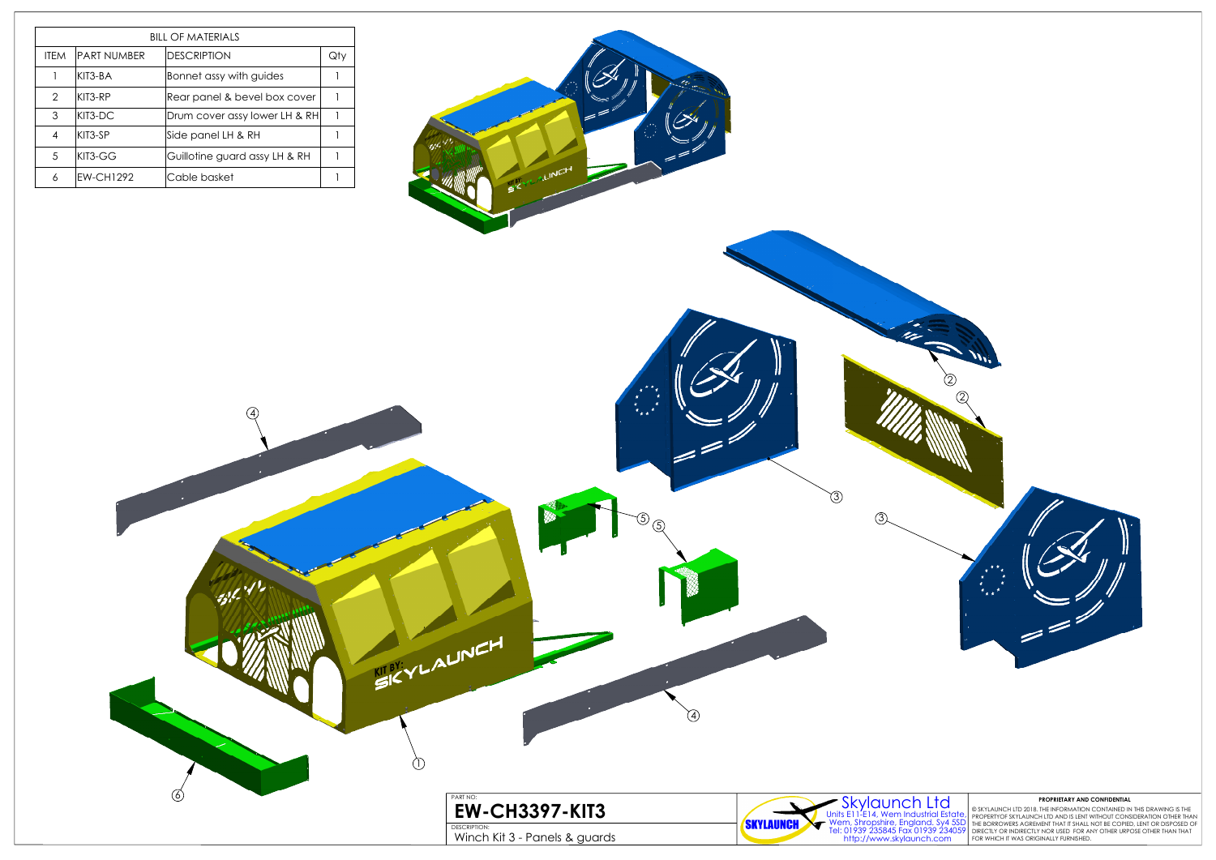| BILL OF MATERIALS | | | |
|---|---|---|---|
| ITEM | PART NUMBER | DESCRIPTION | Qty |
| 1 | KIT3-BA | Bonnet assy with guides | 1 |
| 2 | KIT3-RP | Rear panel & bevel box cover | 1 |
| 3 | KIT3-DC | Drum cover assy lower LH & RH | 1 |
| 4 | KIT3-SP | Side panel LH & RH | 1 |
| 5 | KIT3-GG | Guillotine guard assy LH & RH | 1 |
| 6 | EW-CH1292 | Cable basket | 1 |

PART NO:

**EW-CH3397-KIT3**

DESCRIPTION:

Winch Kit 3 - Panels & guards

Skylaunch Ltd
Units E11-E14, Wem Industrial Estate,
Wem, Shropshire, England. Sy4 5SD
Tel: 01939 235845 Fax 01939 234059
http://www.skylaunch.com

**PROPRIETARY AND CONFIDENTIAL**

© SKYLAUNCH LTD 2018. THE INFORMATION CONTAINED IN THIS DRAWING IS THE PROPERTYOF SKYLAUNCH LTD AND IS LENT WITHOUT CONSIDERATION OTHER THAN THE BORROWERS AGREEMENT THAT IT SHALL NOT BE COPIED, LENT OR DISPOSED OF DIRECTLY OR INDIRECTLY NOR USED FOR ANY OTHER URPOSE OTHER THAN THAT FOR WHICH IT WAS ORIGINALLY FURNISHED.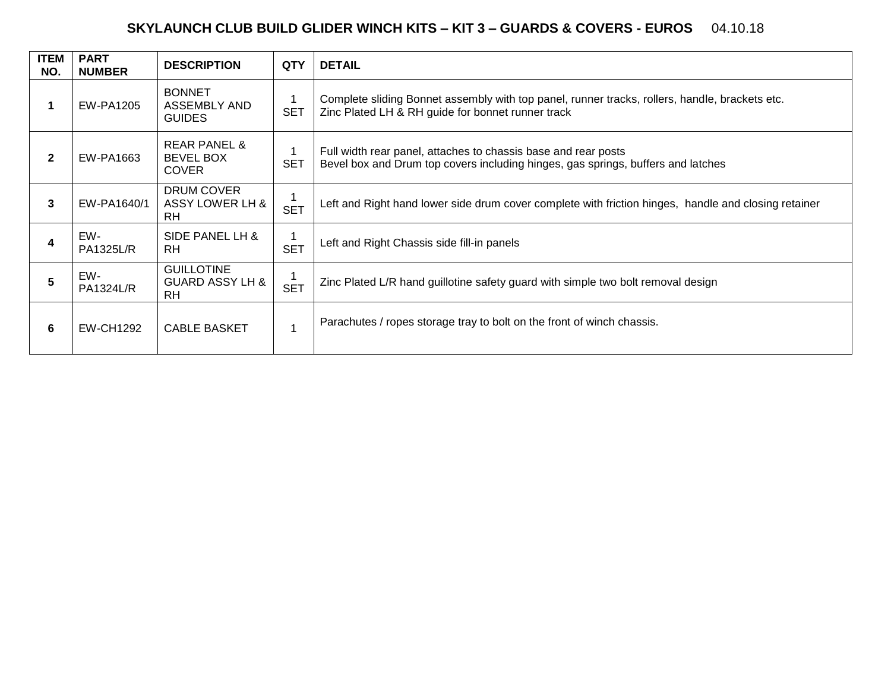# SKYLAUNCH CLUB BUILD GLIDER WINCH KITS – KIT 3 – GUARDS & COVERS - EUROS 04.10.18

| ITEM NO. | PART NUMBER | DESCRIPTION | QTY | DETAIL |
|---|---|---|---|---|
| **1** | EW-PA1205 | BONNET ASSEMBLY AND GUIDES | 1 SET | Complete sliding Bonnet assembly with top panel, runner tracks, rollers, handle, brackets etc.<br>Zinc Plated LH & RH guide for bonnet runner track |
| **2** | EW-PA1663 | REAR PANEL & BEVEL BOX COVER | 1 SET | Full width rear panel, attaches to chassis base and rear posts<br>Bevel box and Drum top covers including hinges, gas springs, buffers and latches |
| **3** | EW-PA1640/1 | DRUM COVER ASSY LOWER LH & RH | 1 SET | Left and Right hand lower side drum cover complete with friction hinges, handle and closing retainer |
| **4** | EW-PA1325L/R | SIDE PANEL LH & RH | 1 SET | Left and Right Chassis side fill-in panels |
| **5** | EW-PA1324L/R | GUILLOTINE GUARD ASSY LH & RH | 1 SET | Zinc Plated L/R hand guillotine safety guard with simple two bolt removal design |
| **6** | EW-CH1292 | CABLE BASKET | 1 | Parachutes / ropes storage tray to bolt on the front of winch chassis. |